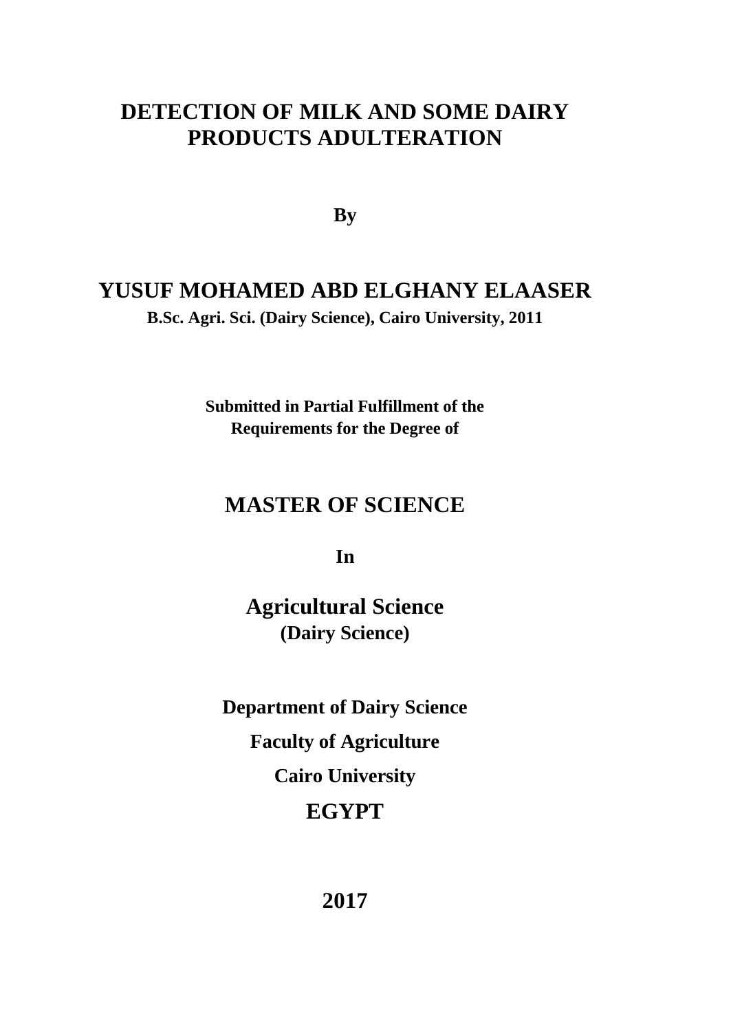# DETECTION OF MILK AND SOME DAIRY PRODUCTS ADULTERATION

**By**

## YUSUF MOHAMED ABD ELGHANY ELAASER

**B.Sc. Agri. Sci. (Dairy Science), Cairo University, 2011**

**Submitted in Partial Fulfillment of the Requirements for the Degree of**

## MASTER OF SCIENCE

**In**

## Agricultural Science

**(Dairy Science)**

**Department of Dairy Science**

**Faculty of Agriculture**

**Cairo University**

**EGYPT**

**2017**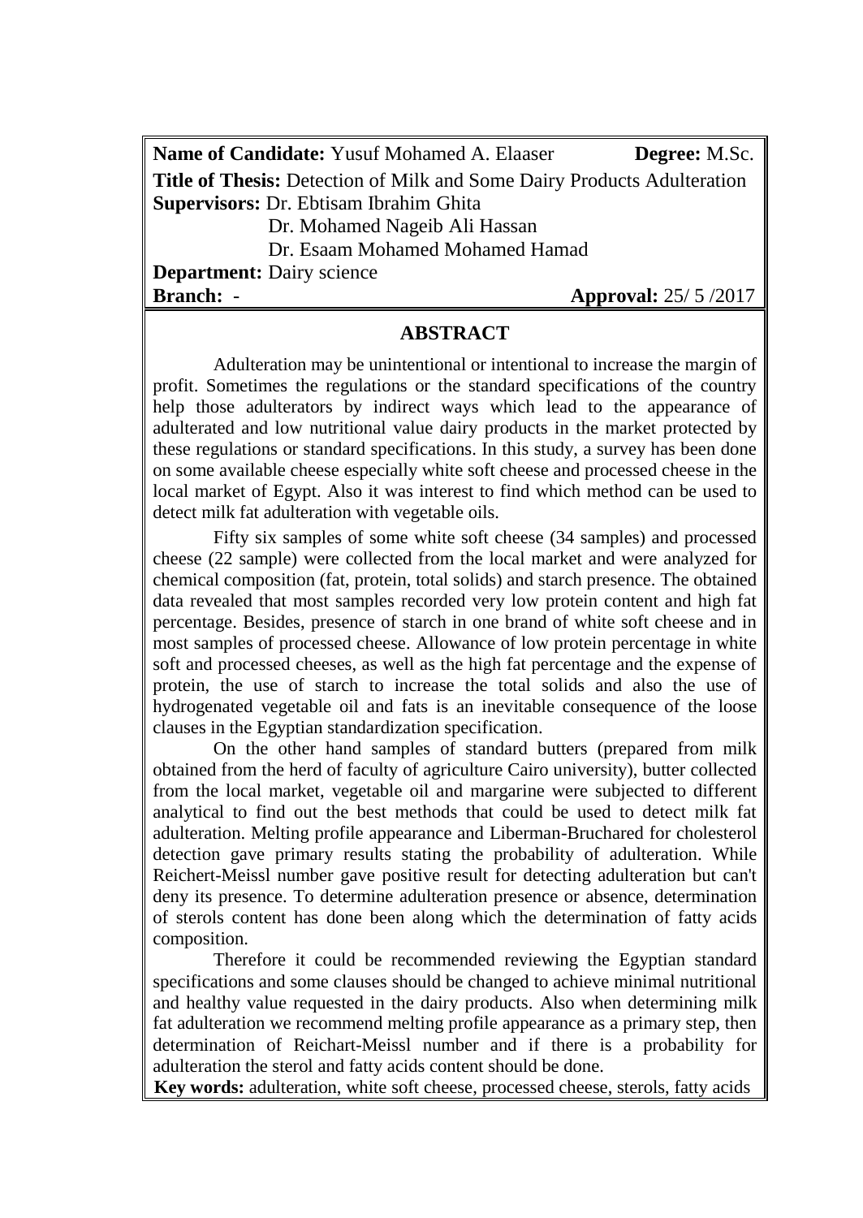**Name of Candidate:** Yusuf Mohamed A. Elaaser **Degree:** M.Sc.

**Title of Thesis:** Detection of Milk and Some Dairy Products Adulteration

**Supervisors:** Dr. Ebtisam Ibrahim Ghita

Dr. Mohamed Nageib Ali Hassan

Dr. Esaam Mohamed Mohamed Hamad

**Department:** Dairy science

**Branch:** - **Approval:** 25/ 5 /2017

## ABSTRACT

Adulteration may be unintentional or intentional to increase the margin of profit. Sometimes the regulations or the standard specifications of the country help those adulterators by indirect ways which lead to the appearance of adulterated and low nutritional value dairy products in the market protected by these regulations or standard specifications. In this study, a survey has been done on some available cheese especially white soft cheese and processed cheese in the local market of Egypt. Also it was interest to find which method can be used to detect milk fat adulteration with vegetable oils.

Fifty six samples of some white soft cheese (34 samples) and processed cheese (22 sample) were collected from the local market and were analyzed for chemical composition (fat, protein, total solids) and starch presence. The obtained data revealed that most samples recorded very low protein content and high fat percentage. Besides, presence of starch in one brand of white soft cheese and in most samples of processed cheese. Allowance of low protein percentage in white soft and processed cheeses, as well as the high fat percentage and the expense of protein, the use of starch to increase the total solids and also the use of hydrogenated vegetable oil and fats is an inevitable consequence of the loose clauses in the Egyptian standardization specification.

On the other hand samples of standard butters (prepared from milk obtained from the herd of faculty of agriculture Cairo university), butter collected from the local market, vegetable oil and margarine were subjected to different analytical to find out the best methods that could be used to detect milk fat adulteration. Melting profile appearance and Liberman-Bruchared for cholesterol detection gave primary results stating the probability of adulteration. While Reichert-Meissl number gave positive result for detecting adulteration but can't deny its presence. To determine adulteration presence or absence, determination of sterols content has done been along which the determination of fatty acids composition.

Therefore it could be recommended reviewing the Egyptian standard specifications and some clauses should be changed to achieve minimal nutritional and healthy value requested in the dairy products. Also when determining milk fat adulteration we recommend melting profile appearance as a primary step, then determination of Reichart-Meissl number and if there is a probability for adulteration the sterol and fatty acids content should be done.

**Key words:** adulteration, white soft cheese, processed cheese, sterols, fatty acids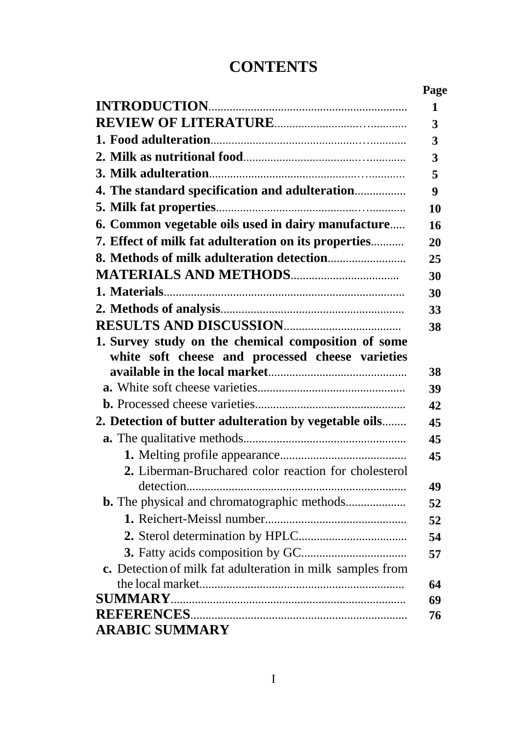# CONTENTS

| | Page |
|---|---|
| **INTRODUCTION** | 1 |
| **REVIEW OF LITERATURE** | 3 |
| **1. Food adulteration** | 3 |
| **2. Milk as nutritional food** | 3 |
| **3. Milk adulteration** | 5 |
| **4. The standard specification and adulteration** | 9 |
| **5. Milk fat properties** | 10 |
| **6. Common vegetable oils used in dairy manufacture** | 16 |
| **7. Effect of milk fat adulteration on its properties** | 20 |
| **8. Methods of milk adulteration detection** | 25 |
| **MATERIALS AND METHODS** | 30 |
| **1. Materials** | 30 |
| **2. Methods of analysis** | 33 |
| **RESULTS AND DISCUSSION** | 38 |
| **1. Survey study on the chemical composition of some white soft cheese and processed cheese varieties available in the local market** | 38 |
| **a.** White soft cheese varieties | 39 |
| **b.** Processed cheese varieties | 42 |
| **2. Detection of butter adulteration by vegetable oils** | 45 |
| **a.** The qualitative methods | 45 |
| **1.** Melting profile appearance | 45 |
| **2.** Liberman-Bruchared color reaction for cholesterol detection | 49 |
| **b.** The physical and chromatographic methods | 52 |
| **1.** Reichert-Meissl number | 52 |
| **2.** Sterol determination by HPLC | 54 |
| **3.** Fatty acids composition by GC | 57 |
| **c.** Detection of milk fat adulteration in milk samples from the local market | 64 |
| **SUMMARY** | 69 |
| **REFERENCES** | 76 |
| **ARABIC SUMMARY** | |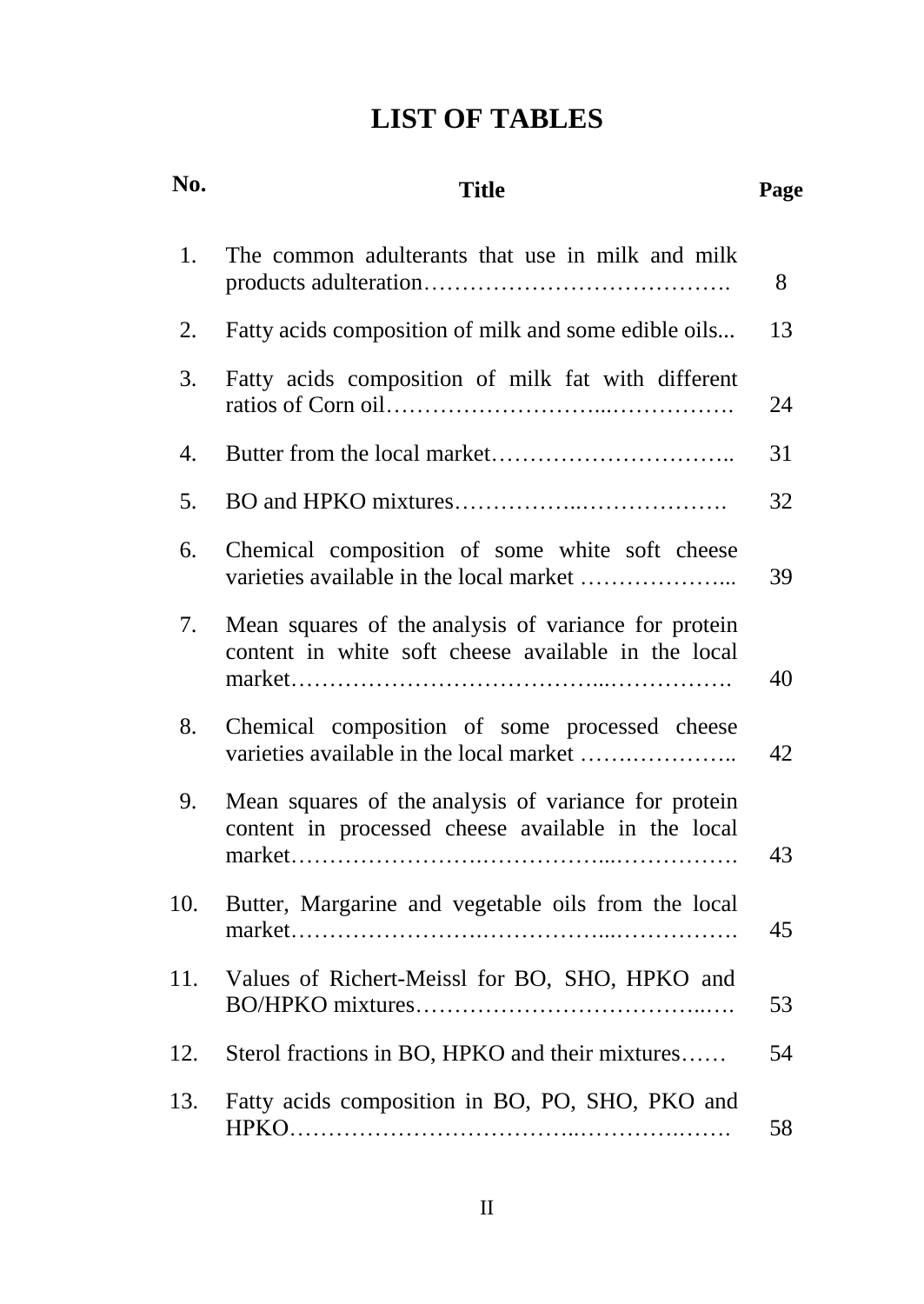# LIST OF TABLES

| No. | Title | Page |
|---|---|---|
| 1. | The common adulterants that use in milk and milk products adulteration…………………………………. | 8 |
| 2. | Fatty acids composition of milk and some edible oils... | 13 |
| 3. | Fatty acids composition of milk fat with different ratios of Corn oil………………………...……………. | 24 |
| 4. | Butter from the local market………………………….. | 31 |
| 5. | BO and HPKO mixtures……………..………………. | 32 |
| 6. | Chemical composition of some white soft cheese varieties available in the local market ………………... | 39 |
| 7. | Mean squares of the analysis of variance for protein content in white soft cheese available in the local market………………………………...……………. | 40 |
| 8. | Chemical composition of some processed cheese varieties available in the local market …….………….. | 42 |
| 9. | Mean squares of the analysis of variance for protein content in processed cheese available in the local market…………………….……………...……………. | 43 |
| 10. | Butter, Margarine and vegetable oils from the local market…………………….……………...……………. | 45 |
| 11. | Values of Richert-Meissl for BO, SHO, HPKO and BO/HPKO mixtures……………………………..…. | 53 |
| 12. | Sterol fractions in BO, HPKO and their mixtures…… | 54 |
| 13. | Fatty acids composition in BO, PO, SHO, PKO and HPKO……………………………..…………….……. | 58 |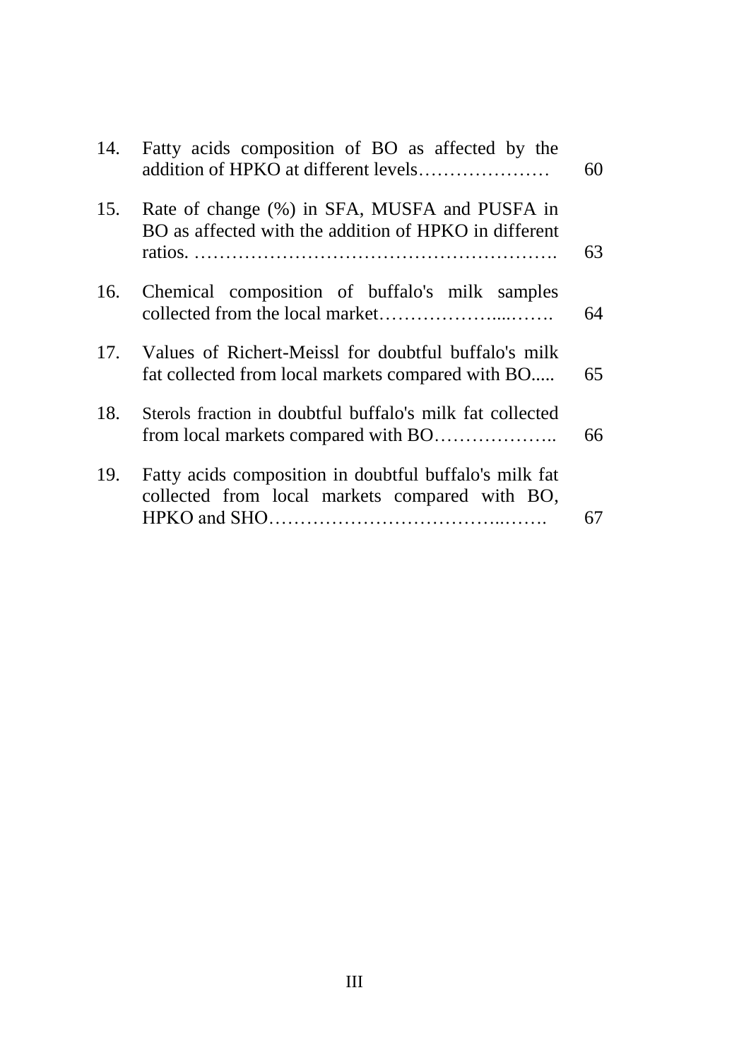| | | |
|---|---|---|
| 14. | Fatty acids composition of BO as affected by the addition of HPKO at different levels………………… | 60 |
| 15. | Rate of change (%) in SFA, MUSFA and PUSFA in BO as affected with the addition of HPKO in different ratios. ………………………………………………. | 63 |
| 16. | Chemical composition of buffalo's milk samples collected from the local market………………....……. | 64 |
| 17. | Values of Richert-Meissl for doubtful buffalo's milk fat collected from local markets compared with BO..... | 65 |
| 18. | Sterols fraction in doubtful buffalo's milk fat collected from local markets compared with BO……………….. | 66 |
| 19. | Fatty acids composition in doubtful buffalo's milk fat collected from local markets compared with BO, HPKO and SHO……………………………..……. | 67 |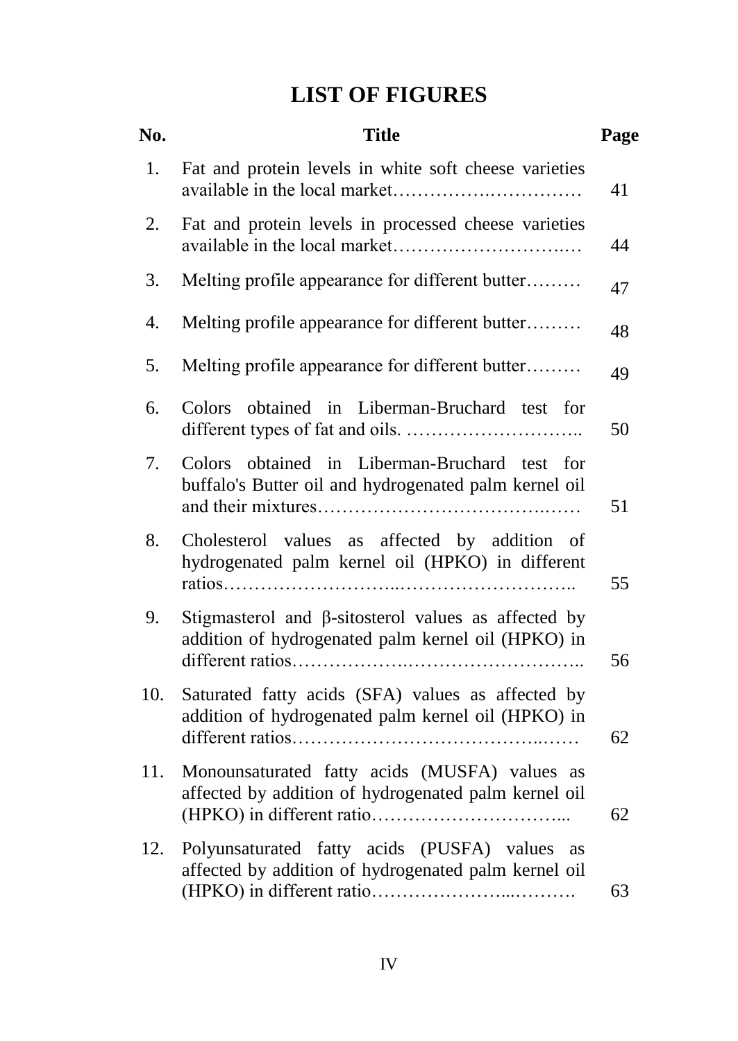# LIST OF FIGURES

| No. | Title | Page |
|---|---|---|
| 1. | Fat and protein levels in white soft cheese varieties available in the local market…………….…………… | 41 |
| 2. | Fat and protein levels in processed cheese varieties available in the local market……………………….… | 44 |
| 3. | Melting profile appearance for different butter……… | 47 |
| 4. | Melting profile appearance for different butter……… | 48 |
| 5. | Melting profile appearance for different butter……… | 49 |
| 6. | Colors obtained in Liberman-Bruchard test for different types of fat and oils. ……………………….. | 50 |
| 7. | Colors obtained in Liberman-Bruchard test for buffalo's Butter oil and hydrogenated palm kernel oil and their mixtures…………………………….…… | 51 |
| 8. | Cholesterol values as affected by addition of hydrogenated palm kernel oil (HPKO) in different ratios……………………..……………………….. | 55 |
| 9. | Stigmasterol and β-sitosterol values as affected by addition of hydrogenated palm kernel oil (HPKO) in different ratios…………….…………………….. | 56 |
| 10. | Saturated fatty acids (SFA) values as affected by addition of hydrogenated palm kernel oil (HPKO) in different ratios………………………………..…… | 62 |
| 11. | Monounsaturated fatty acids (MUSFA) values as affected by addition of hydrogenated palm kernel oil (HPKO) in different ratio………………………….... | 62 |
| 12. | Polyunsaturated fatty acids (PUSFA) values as affected by addition of hydrogenated palm kernel oil (HPKO) in different ratio………………...………. | 63 |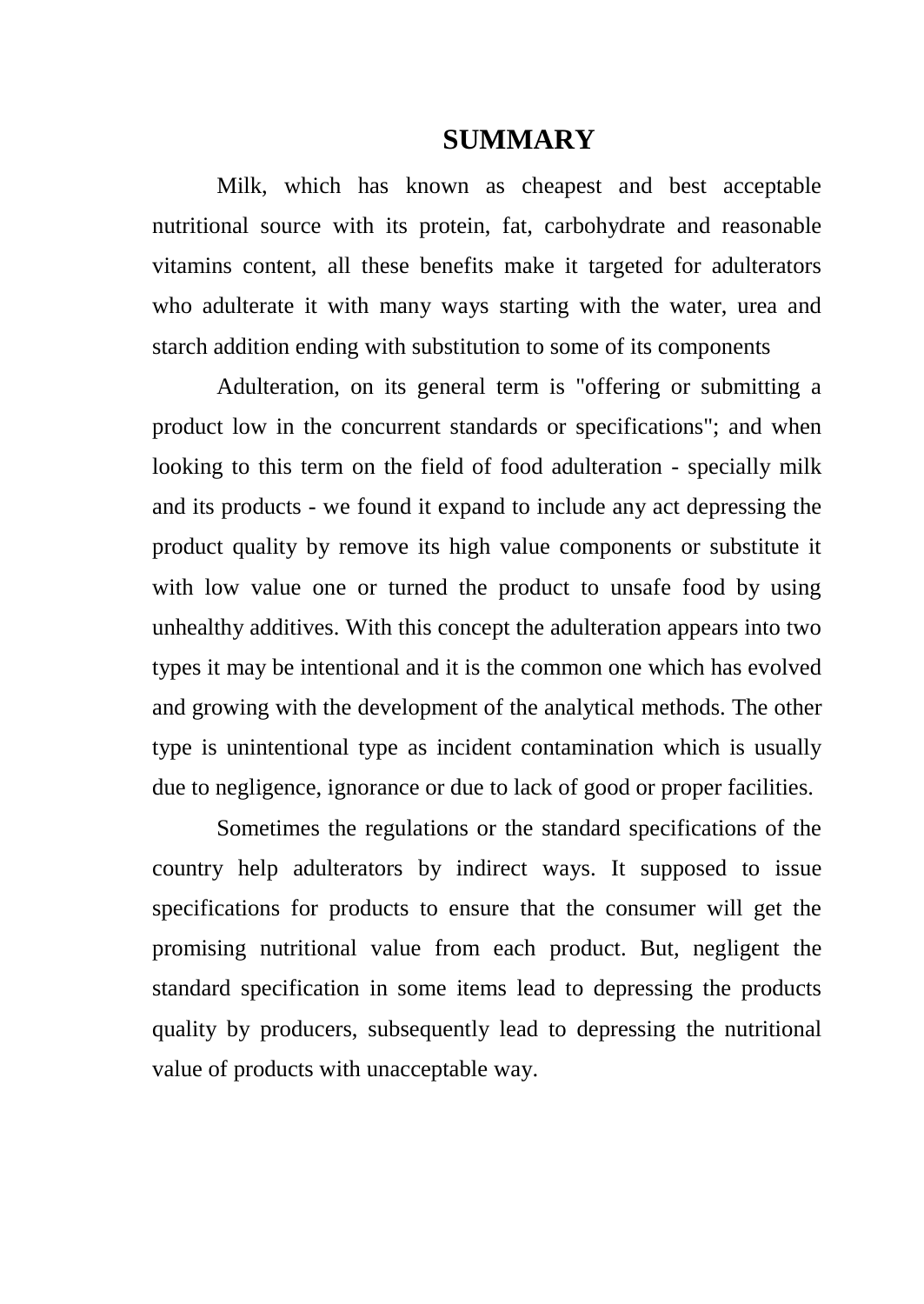# SUMMARY

Milk, which has known as cheapest and best acceptable nutritional source with its protein, fat, carbohydrate and reasonable vitamins content, all these benefits make it targeted for adulterators who adulterate it with many ways starting with the water, urea and starch addition ending with substitution to some of its components

Adulteration, on its general term is "offering or submitting a product low in the concurrent standards or specifications"; and when looking to this term on the field of food adulteration - specially milk and its products - we found it expand to include any act depressing the product quality by remove its high value components or substitute it with low value one or turned the product to unsafe food by using unhealthy additives. With this concept the adulteration appears into two types it may be intentional and it is the common one which has evolved and growing with the development of the analytical methods. The other type is unintentional type as incident contamination which is usually due to negligence, ignorance or due to lack of good or proper facilities.

Sometimes the regulations or the standard specifications of the country help adulterators by indirect ways. It supposed to issue specifications for products to ensure that the consumer will get the promising nutritional value from each product. But, negligent the standard specification in some items lead to depressing the products quality by producers, subsequently lead to depressing the nutritional value of products with unacceptable way.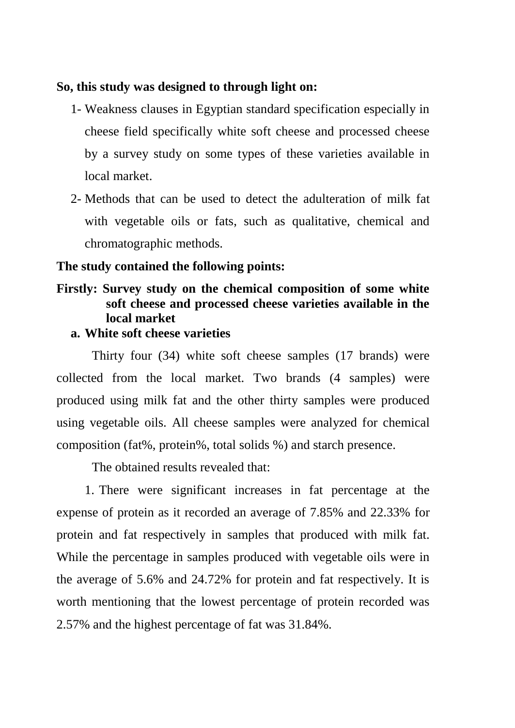**So, this study was designed to through light on:**

1- Weakness clauses in Egyptian standard specification especially in cheese field specifically white soft cheese and processed cheese by a survey study on some types of these varieties available in local market.

2- Methods that can be used to detect the adulteration of milk fat with vegetable oils or fats, such as qualitative, chemical and chromatographic methods.

**The study contained the following points:**

**Firstly: Survey study on the chemical composition of some white soft cheese and processed cheese varieties available in the local market**

**a. White soft cheese varieties**

Thirty four (34) white soft cheese samples (17 brands) were collected from the local market. Two brands (4 samples) were produced using milk fat and the other thirty samples were produced using vegetable oils. All cheese samples were analyzed for chemical composition (fat%, protein%, total solids %) and starch presence.

The obtained results revealed that:

1. There were significant increases in fat percentage at the expense of protein as it recorded an average of 7.85% and 22.33% for protein and fat respectively in samples that produced with milk fat. While the percentage in samples produced with vegetable oils were in the average of 5.6% and 24.72% for protein and fat respectively. It is worth mentioning that the lowest percentage of protein recorded was 2.57% and the highest percentage of fat was 31.84%.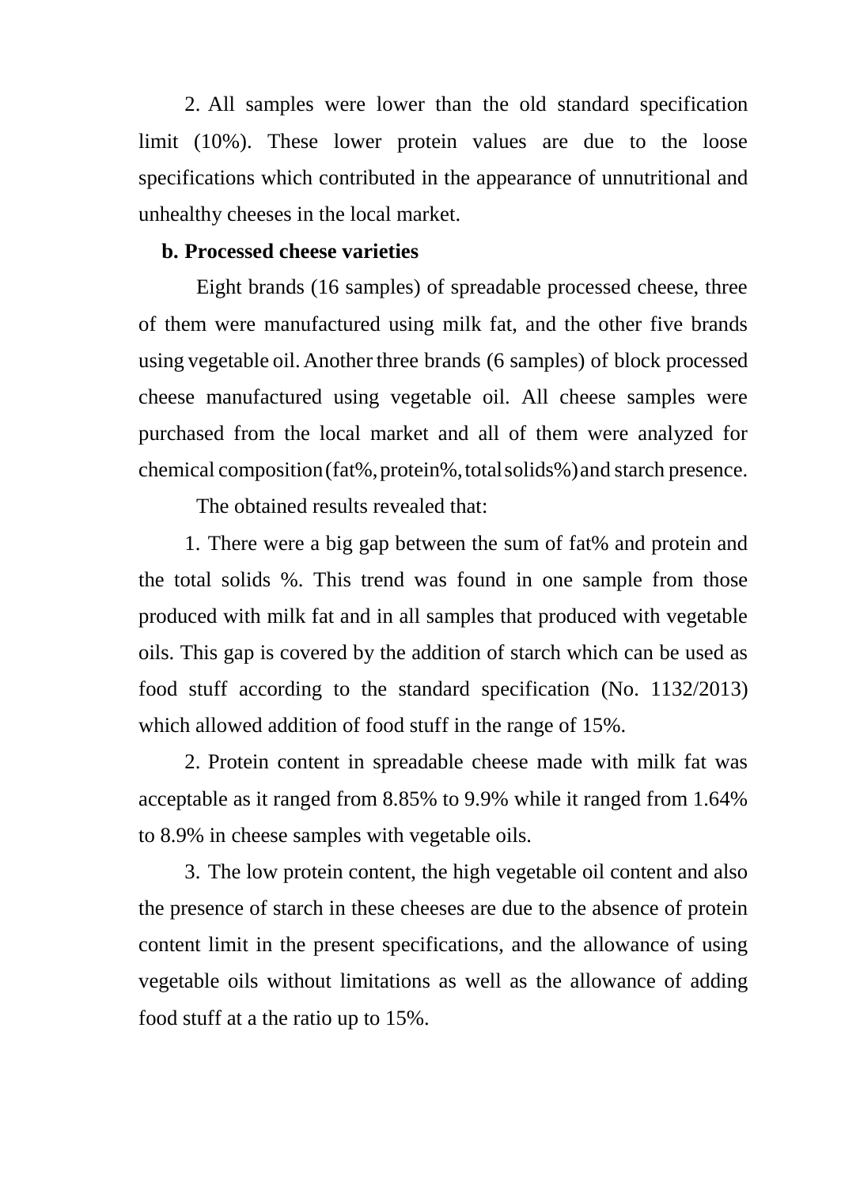2. All samples were lower than the old standard specification limit (10%). These lower protein values are due to the loose specifications which contributed in the appearance of unnutritional and unhealthy cheeses in the local market.

**b. Processed cheese varieties**

Eight brands (16 samples) of spreadable processed cheese, three of them were manufactured using milk fat, and the other five brands using vegetable oil. Another three brands (6 samples) of block processed cheese manufactured using vegetable oil. All cheese samples were purchased from the local market and all of them were analyzed for chemical composition (fat%, protein%, total solids%) and starch presence.

The obtained results revealed that:

1. There were a big gap between the sum of fat% and protein and the total solids %. This trend was found in one sample from those produced with milk fat and in all samples that produced with vegetable oils. This gap is covered by the addition of starch which can be used as food stuff according to the standard specification (No. 1132/2013) which allowed addition of food stuff in the range of 15%.

2. Protein content in spreadable cheese made with milk fat was acceptable as it ranged from 8.85% to 9.9% while it ranged from 1.64% to 8.9% in cheese samples with vegetable oils.

3. The low protein content, the high vegetable oil content and also the presence of starch in these cheeses are due to the absence of protein content limit in the present specifications, and the allowance of using vegetable oils without limitations as well as the allowance of adding food stuff at a the ratio up to 15%.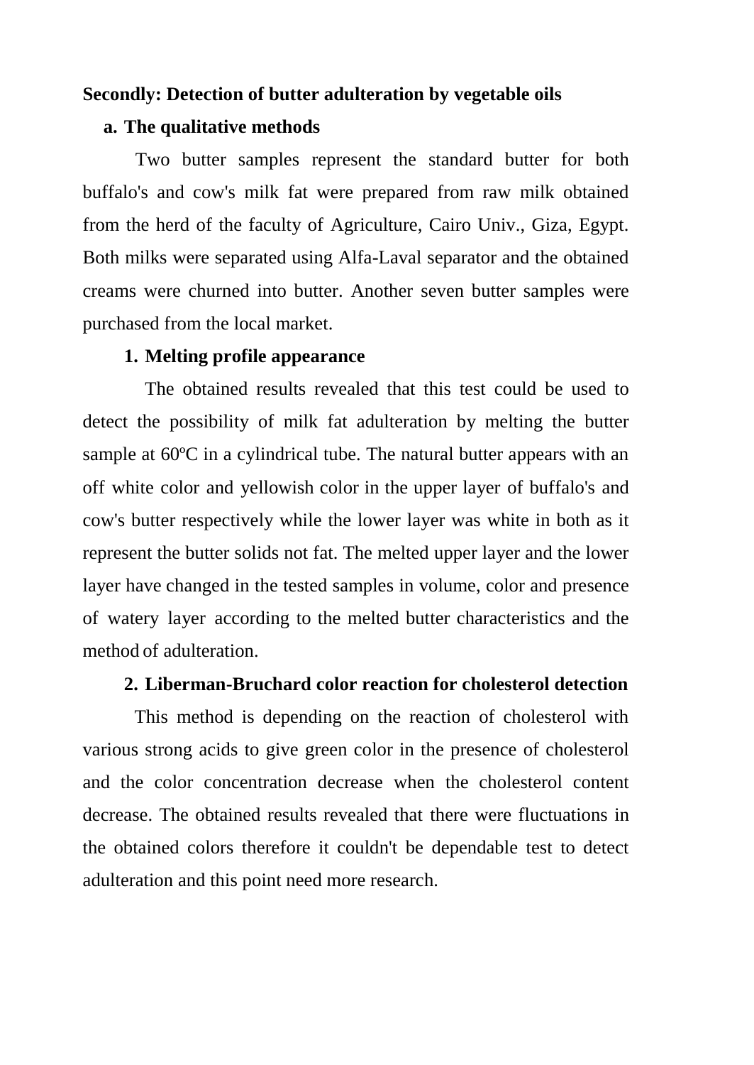**Secondly: Detection of butter adulteration by vegetable oils**

**a. The qualitative methods**

Two butter samples represent the standard butter for both buffalo's and cow's milk fat were prepared from raw milk obtained from the herd of the faculty of Agriculture, Cairo Univ., Giza, Egypt. Both milks were separated using Alfa-Laval separator and the obtained creams were churned into butter. Another seven butter samples were purchased from the local market.

**1. Melting profile appearance**

The obtained results revealed that this test could be used to detect the possibility of milk fat adulteration by melting the butter sample at 60ºC in a cylindrical tube. The natural butter appears with an off white color and yellowish color in the upper layer of buffalo's and cow's butter respectively while the lower layer was white in both as it represent the butter solids not fat. The melted upper layer and the lower layer have changed in the tested samples in volume, color and presence of watery layer according to the melted butter characteristics and the method of adulteration.

**2. Liberman-Bruchard color reaction for cholesterol detection**

This method is depending on the reaction of cholesterol with various strong acids to give green color in the presence of cholesterol and the color concentration decrease when the cholesterol content decrease. The obtained results revealed that there were fluctuations in the obtained colors therefore it couldn't be dependable test to detect adulteration and this point need more research.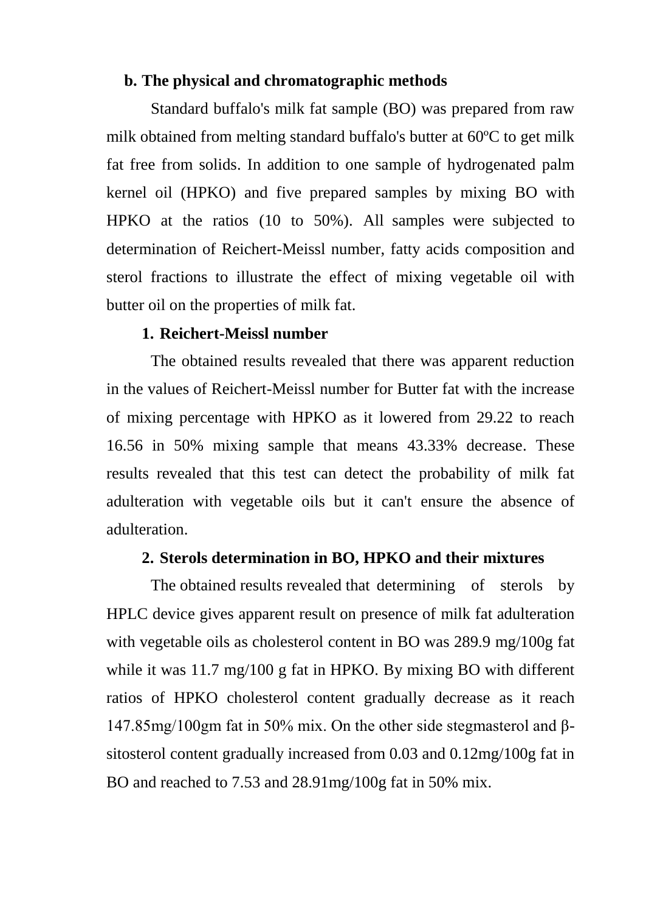**b. The physical and chromatographic methods**

Standard buffalo's milk fat sample (BO) was prepared from raw milk obtained from melting standard buffalo's butter at 60ºC to get milk fat free from solids. In addition to one sample of hydrogenated palm kernel oil (HPKO) and five prepared samples by mixing BO with HPKO at the ratios (10 to 50%). All samples were subjected to determination of Reichert-Meissl number, fatty acids composition and sterol fractions to illustrate the effect of mixing vegetable oil with butter oil on the properties of milk fat.

**1. Reichert-Meissl number**

The obtained results revealed that there was apparent reduction in the values of Reichert-Meissl number for Butter fat with the increase of mixing percentage with HPKO as it lowered from 29.22 to reach 16.56 in 50% mixing sample that means 43.33% decrease. These results revealed that this test can detect the probability of milk fat adulteration with vegetable oils but it can't ensure the absence of adulteration.

**2. Sterols determination in BO, HPKO and their mixtures**

The obtained results revealed that determining of sterols by HPLC device gives apparent result on presence of milk fat adulteration with vegetable oils as cholesterol content in BO was 289.9 mg/100g fat while it was 11.7 mg/100 g fat in HPKO. By mixing BO with different ratios of HPKO cholesterol content gradually decrease as it reach 147.85mg/100gm fat in 50% mix. On the other side stegmasterol and β-sitosterol content gradually increased from 0.03 and 0.12mg/100g fat in BO and reached to 7.53 and 28.91mg/100g fat in 50% mix.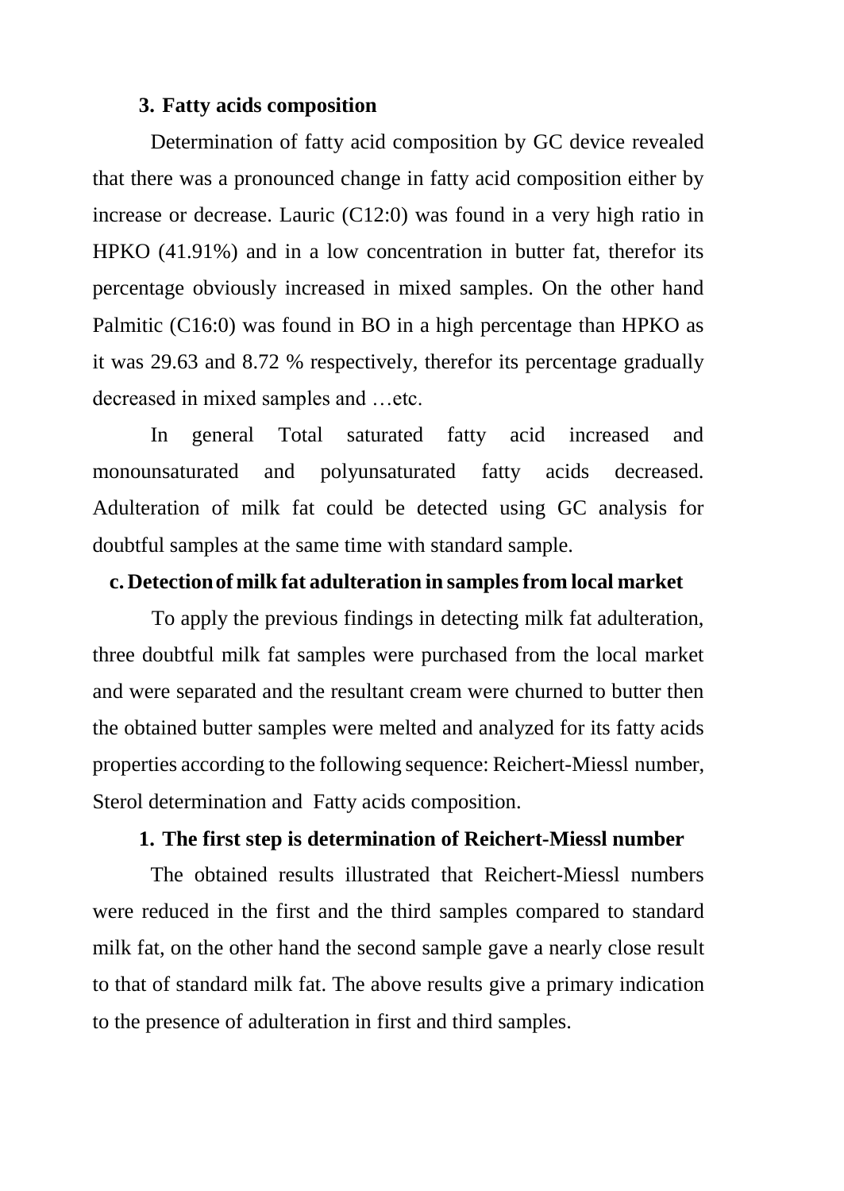### 3. Fatty acids composition

Determination of fatty acid composition by GC device revealed that there was a pronounced change in fatty acid composition either by increase or decrease. Lauric (C12:0) was found in a very high ratio in HPKO (41.91%) and in a low concentration in butter fat, therefor its percentage obviously increased in mixed samples. On the other hand Palmitic (C16:0) was found in BO in a high percentage than HPKO as it was 29.63 and 8.72 % respectively, therefor its percentage gradually decreased in mixed samples and …etc.

In general Total saturated fatty acid increased and monounsaturated and polyunsaturated fatty acids decreased. Adulteration of milk fat could be detected using GC analysis for doubtful samples at the same time with standard sample.

## c. Detection of milk fat adulteration in samples from local market

To apply the previous findings in detecting milk fat adulteration, three doubtful milk fat samples were purchased from the local market and were separated and the resultant cream were churned to butter then the obtained butter samples were melted and analyzed for its fatty acids properties according to the following sequence: Reichert-Miessl number, Sterol determination and Fatty acids composition.

### 1. The first step is determination of Reichert-Miessl number

The obtained results illustrated that Reichert-Miessl numbers were reduced in the first and the third samples compared to standard milk fat, on the other hand the second sample gave a nearly close result to that of standard milk fat. The above results give a primary indication to the presence of adulteration in first and third samples.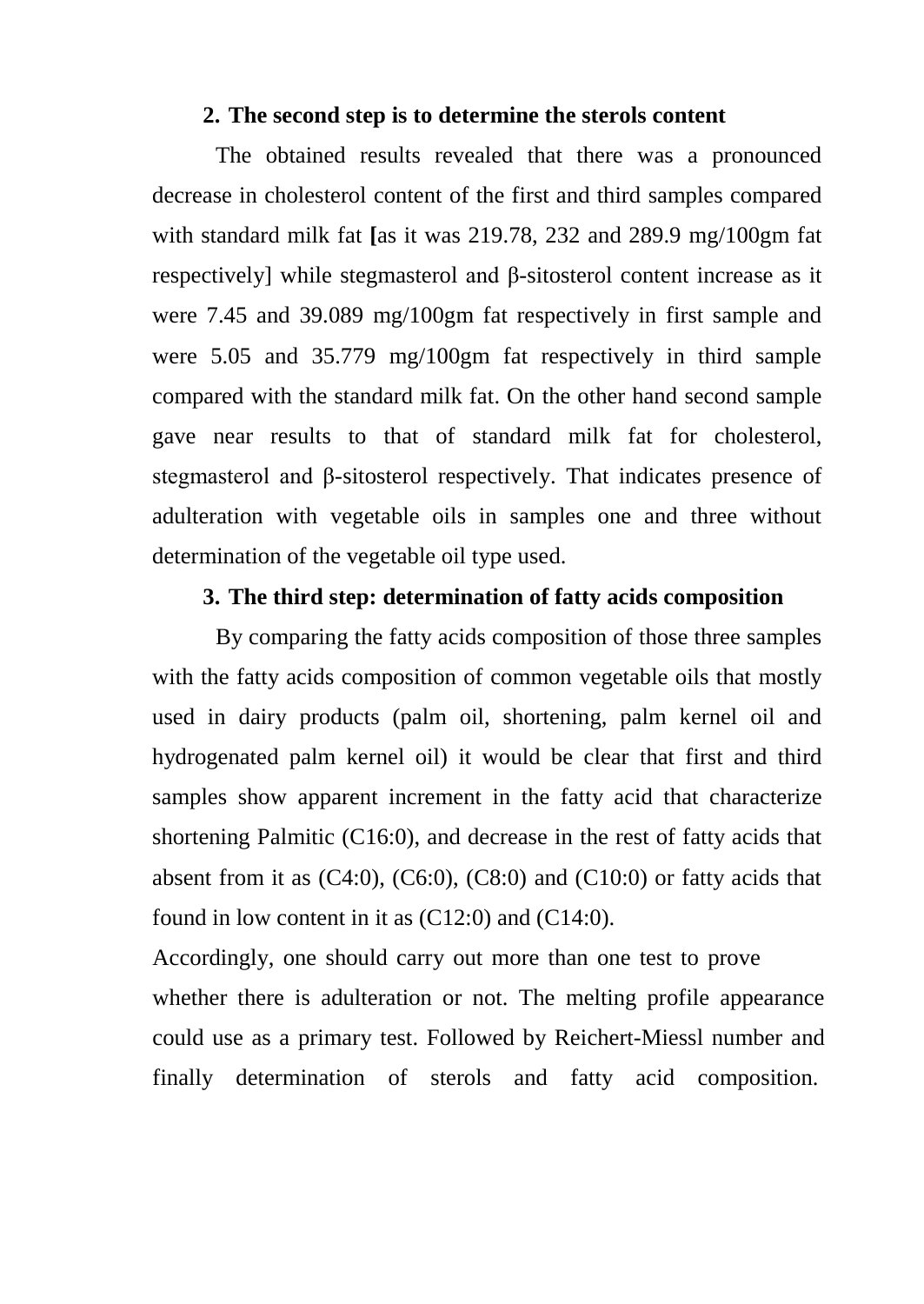2. **The second step is to determine the sterols content**

The obtained results revealed that there was a pronounced decrease in cholesterol content of the first and third samples compared with standard milk fat **[**as it was 219.78, 232 and 289.9 mg/100gm fat respectively] while stegmasterol and β-sitosterol content increase as it were 7.45 and 39.089 mg/100gm fat respectively in first sample and were 5.05 and 35.779 mg/100gm fat respectively in third sample compared with the standard milk fat. On the other hand second sample gave near results to that of standard milk fat for cholesterol, stegmasterol and β-sitosterol respectively. That indicates presence of adulteration with vegetable oils in samples one and three without determination of the vegetable oil type used.

3. **The third step: determination of fatty acids composition**

By comparing the fatty acids composition of those three samples with the fatty acids composition of common vegetable oils that mostly used in dairy products (palm oil, shortening, palm kernel oil and hydrogenated palm kernel oil) it would be clear that first and third samples show apparent increment in the fatty acid that characterize shortening Palmitic (C16:0), and decrease in the rest of fatty acids that absent from it as (C4:0), (C6:0), (C8:0) and (C10:0) or fatty acids that found in low content in it as (C12:0) and (C14:0).

Accordingly, one should carry out more than one test to prove whether there is adulteration or not. The melting profile appearance could use as a primary test. Followed by Reichert-Miessl number and finally determination of sterols and fatty acid composition.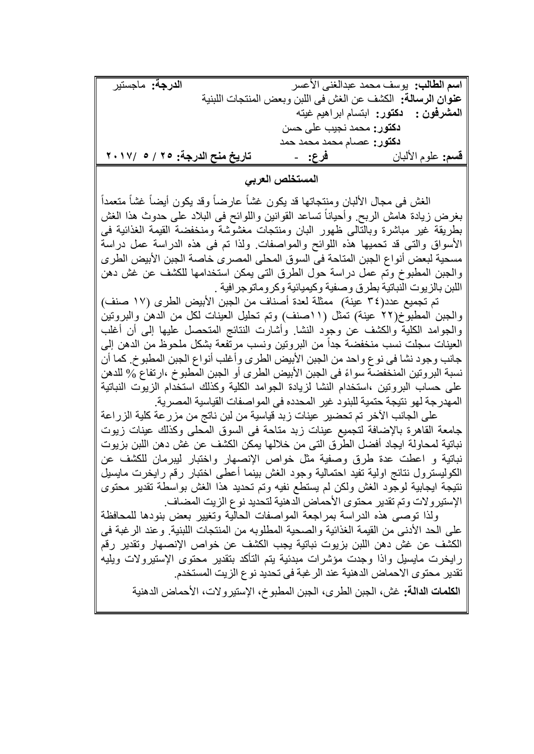**اسم الطالب:** يوسف محمد عبدالغني الأعسر **الدرجة:** ماجستير

**عنوان الرسالة:** الكشف عن الغش فى اللبن وبعض المنتجات اللبنية

**المشرفون :** **دكتور:** ابتسام ابراهيم غيته

**دكتور:** محمد نجيب على حسن

**دكتور:** عصام محمد محمد حمد

**قسم:** علوم الألبان **فرع:** - **تاريخ منح الدرجة:** ٢٥ / ٥ / ٢٠١٧

## المستخلص العربي

الغش فى مجال الألبان ومنتجاتها قد يكون غشاً عارضاً وقد يكون أيضاً غشاً متعمداً بغرض زيادة هامش الربح. وأحياناً تساعد القوانين واللوائح فى البلاد على حدوث هذا الغش بطريقة غير مباشرة وبالتالى ظهور البان ومنتجات مغشوشة ومنخفضة القيمة الغذائية فى الأسواق والتى قد تحميها هذه اللوائح والمواصفات. ولذا تم فى هذه الدراسة عمل دراسة مسحية لبعض أنواع الجبن المتاحة فى السوق المحلى المصرى خاصة الجبن الأبيض الطرى والجبن المطبوخ وتم عمل دراسة حول الطرق التى يمكن استخدامها للكشف عن غش دهن اللبن بالزيوت النباتية بطرق وصفية وكيميائية وكروماتوجرافية .

تم تجميع عدد(٣٤ عينة) ممثلة لعدة أصناف من الجبن الأبيض الطرى (١٧ صنف) والجبن المطبوخ(٢٢ عينة) تمثل (١١صنف) وتم تحليل العينات لكل من الدهن والبروتين والجوامد الكلية والكشف عن وجود النشا. وأشارت النتائج المتحصل عليها إلى أن أغلب العينات سجلت نسب منخفضة جداً من البروتين ونسب مرتفعة بشكل ملحوظ من الدهن إلى جانب وجود نشا فى نوع واحد من الجبن الأبيض الطرى وأغلب أنواع الجبن المطبوخ. كما أن نسبة البروتين المنخفضة سواءً فى الجبن الأبيض الطرى أو الجبن المطبوخ ،ارتفاع % للدهن على حساب البروتين ،استخدام النشا لزيادة الجوامد الكلية وكذلك استخدام الزيوت النباتية المهدرجة لهو نتيجة حتمية للبنود غير المحدده فى المواصفات القياسية المصرية.

على الجانب الآخر تم تحضير عينات زبد قياسية من لبن ناتج من مزرعة كلية الزراعة جامعة القاهرة بالإضافة لتجميع عينات زبد متاحة فى السوق المحلى وكذلك عينات زيوت نباتية لمحاولة ايجاد أفضل الطرق التى من خلالها يمكن الكشف عن غش دهن اللبن بزيوت نباتية و اعطت عدة طرق وصفية مثل خواص الإنصهار واختبار ليبرمان للكشف عن الكوليسترول نتائج اولية تفيد احتمالية وجود الغش بينما أعطى اختبار رقم رايخرت مايسيل نتيجة ايجابية لوجود الغش ولكن لم يستطع نفيه وتم تحديد هذا الغش بواسطة تقدير محتوى الإستيرولات وتم تقدير محتوى الأحماض الدهنية لتحديد نوع الزيت المضاف.

ولذا توصى هذه الدراسة بمراجعة المواصفات الحالية وتغيير بعض بنودها للمحافظة على الحد الأدنى من القيمة الغذائية والصحية المطلوبه من المنتجات اللبنية. وعند الرغبة فى الكشف عن غش دهن اللبن بزيوت نباتية يجب الكشف عن خواص الإنصهار وتقدير رقم رايخرت مايسيل واذا وجدت مؤشرات مبدئية يتم التأكد بتقدير محتوى الإستيرولات ويليه تقدير محتوى الاحماض الدهنية عند الرغبة فى تحديد نوع الزيت المستخدم.

**الكلمات الدالة:** غش، الجبن الطرى، الجبن المطبوخ، الإستيرولات، الأحماض الدهنية